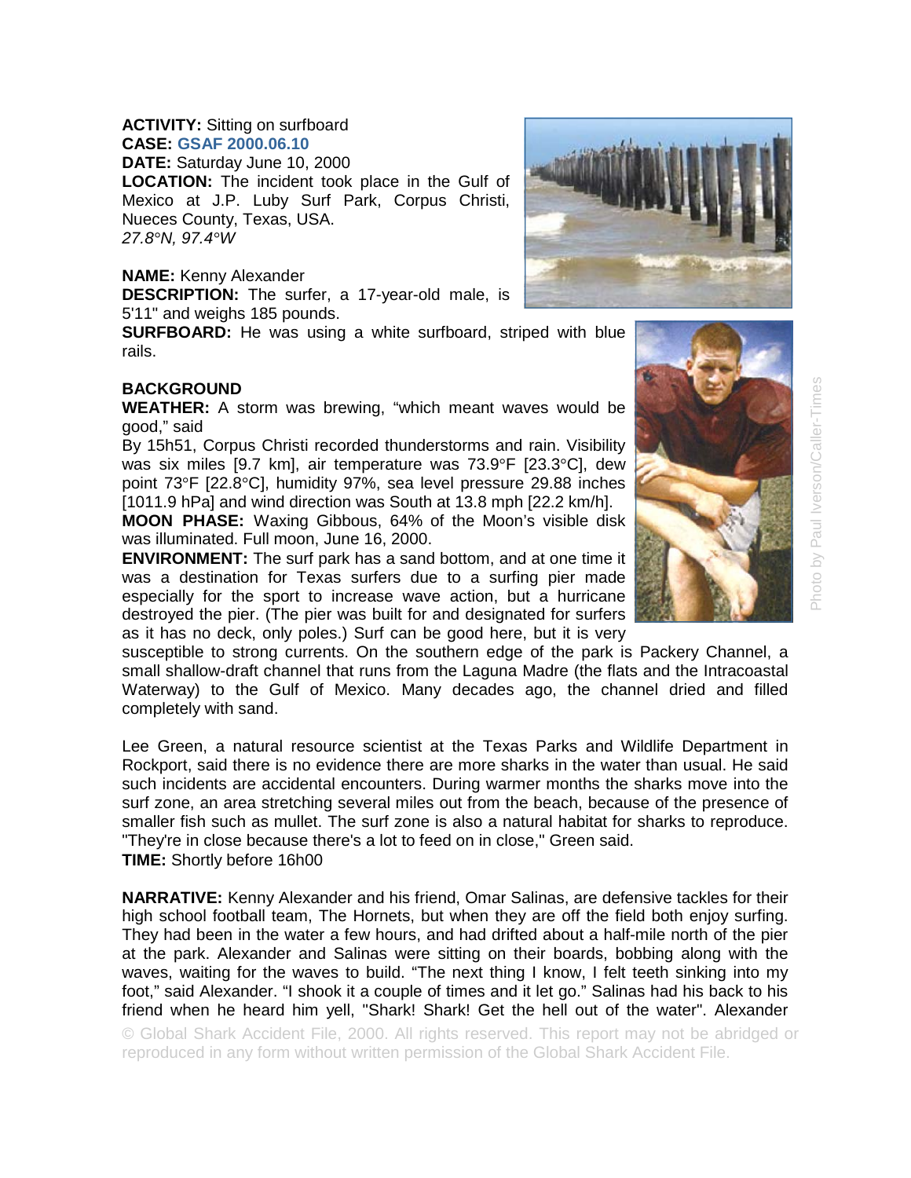**ACTIVITY:** Sitting on surfboard
**CASE:** GSAF 2000.06.10
**DATE:** Saturday June 10, 2000
**LOCATION:** The incident took place in the Gulf of Mexico at J.P. Luby Surf Park, Corpus Christi, Nueces County, Texas, USA.
*27.8°N, 97.4°W*

**NAME:** Kenny Alexander
**DESCRIPTION:** The surfer, a 17-year-old male, is 5'11" and weighs 185 pounds.
**SURFBOARD:** He was using a white surfboard, striped with blue rails.

Photo by Paul Iverson/Caller-Times

**BACKGROUND**

**WEATHER:** A storm was brewing, "which meant waves would be good," said
By 15h51, Corpus Christi recorded thunderstorms and rain. Visibility was six miles [9.7 km], air temperature was 73.9°F [23.3°C], dew point 73°F [22.8°C], humidity 97%, sea level pressure 29.88 inches [1011.9 hPa] and wind direction was South at 13.8 mph [22.2 km/h].
**MOON PHASE:** Waxing Gibbous, 64% of the Moon's visible disk was illuminated. Full moon, June 16, 2000.
**ENVIRONMENT:** The surf park has a sand bottom, and at one time it was a destination for Texas surfers due to a surfing pier made especially for the sport to increase wave action, but a hurricane destroyed the pier. (The pier was built for and designated for surfers as it has no deck, only poles.) Surf can be good here, but it is very susceptible to strong currents. On the southern edge of the park is Packery Channel, a small shallow-draft channel that runs from the Laguna Madre (the flats and the Intracoastal Waterway) to the Gulf of Mexico. Many decades ago, the channel dried and filled completely with sand.

Lee Green, a natural resource scientist at the Texas Parks and Wildlife Department in Rockport, said there is no evidence there are more sharks in the water than usual. He said such incidents are accidental encounters. During warmer months the sharks move into the surf zone, an area stretching several miles out from the beach, because of the presence of smaller fish such as mullet. The surf zone is also a natural habitat for sharks to reproduce. "They're in close because there's a lot to feed on in close," Green said.
**TIME:** Shortly before 16h00

**NARRATIVE:** Kenny Alexander and his friend, Omar Salinas, are defensive tackles for their high school football team, The Hornets, but when they are off the field both enjoy surfing. They had been in the water a few hours, and had drifted about a half-mile north of the pier at the park. Alexander and Salinas were sitting on their boards, bobbing along with the waves, waiting for the waves to build. "The next thing I know, I felt teeth sinking into my foot," said Alexander. "I shook it a couple of times and it let go." Salinas had his back to his friend when he heard him yell, "Shark! Shark! Get the hell out of the water". Alexander

© Global Shark Accident File, 2000. All rights reserved. This report may not be abridged or reproduced in any form without written permission of the Global Shark Accident File.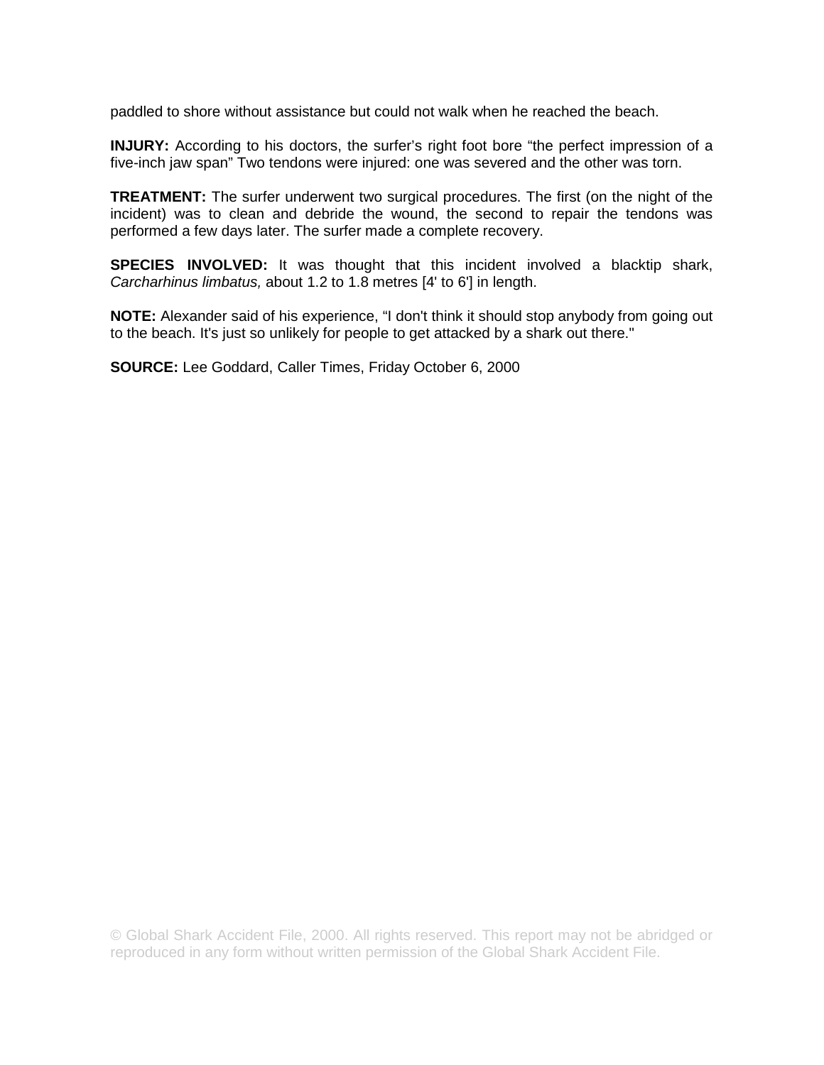paddled to shore without assistance but could not walk when he reached the beach.

**INJURY:** According to his doctors, the surfer's right foot bore "the perfect impression of a five-inch jaw span" Two tendons were injured: one was severed and the other was torn.

**TREATMENT:** The surfer underwent two surgical procedures. The first (on the night of the incident) was to clean and debride the wound, the second to repair the tendons was performed a few days later. The surfer made a complete recovery.

**SPECIES INVOLVED:** It was thought that this incident involved a blacktip shark, *Carcharhinus limbatus,* about 1.2 to 1.8 metres [4' to 6'] in length.

**NOTE:** Alexander said of his experience, "I don't think it should stop anybody from going out to the beach. It's just so unlikely for people to get attacked by a shark out there."

**SOURCE:** Lee Goddard, Caller Times, Friday October 6, 2000

© Global Shark Accident File, 2000. All rights reserved. This report may not be abridged or reproduced in any form without written permission of the Global Shark Accident File.